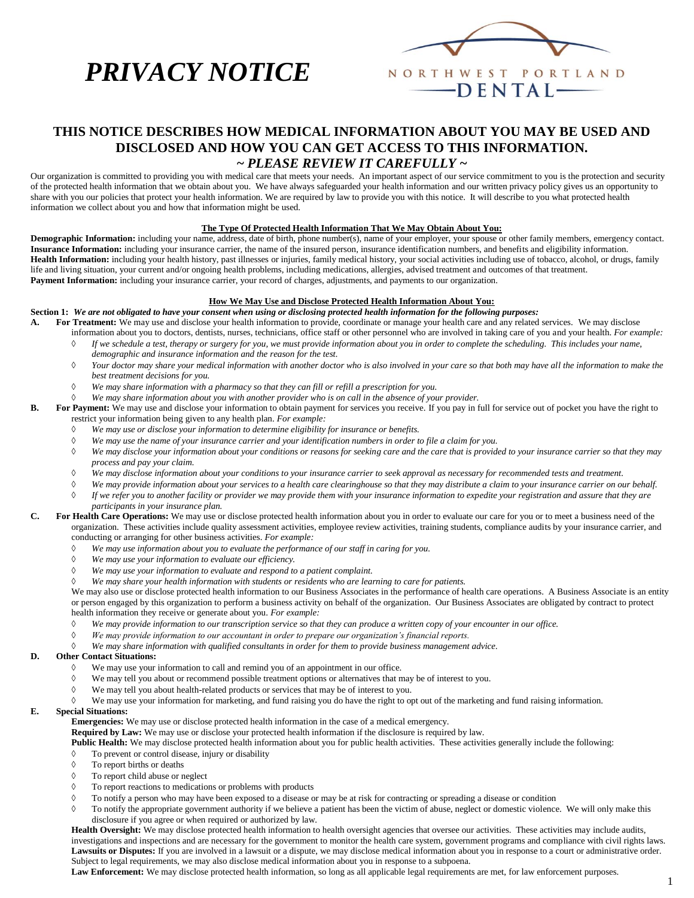# *PRIVACY NOTICE*

NORTHWEST PORTLAND DENTAL

## THIS NOTICE DESCRIBES HOW MEDICAL INFORMATION ABOUT YOU MAY BE USED AND DISCLOSED AND HOW YOU CAN GET ACCESS TO THIS INFORMATION.

### *~ PLEASE REVIEW IT CAREFULLY ~*

Our organization is committed to providing you with medical care that meets your needs. An important aspect of our service commitment to you is the protection and security of the protected health information that we obtain about you. We have always safeguarded your health information and our written privacy policy gives us an opportunity to share with you our policies that protect your health information. We are required by law to provide you with this notice. It will describe to you what protected health information we collect about you and how that information might be used.

**The Type Of Protected Health Information That We May Obtain About You:**

**Demographic Information:** including your name, address, date of birth, phone number(s), name of your employer, your spouse or other family members, emergency contact.
**Insurance Information:** including your insurance carrier, the name of the insured person, insurance identification numbers, and benefits and eligibility information.
**Health Information:** including your health history, past illnesses or injuries, family medical history, your social activities including use of tobacco, alcohol, or drugs, family life and living situation, your current and/or ongoing health problems, including medications, allergies, advised treatment and outcomes of that treatment.
**Payment Information:** including your insurance carrier, your record of charges, adjustments, and payments to our organization.

**How We May Use and Disclose Protected Health Information About You:**

**Section 1:** ***We are not obligated to have your consent when using or disclosing protected health information for the following purposes:***

**A. For Treatment:** We may use and disclose your health information to provide, coordinate or manage your health care and any related services. We may disclose information about you to doctors, dentists, nurses, technicians, office staff or other personnel who are involved in taking care of you and your health. *For example:*

- *If we schedule a test, therapy or surgery for you, we must provide information about you in order to complete the scheduling. This includes your name, demographic and insurance information and the reason for the test.*
- *Your doctor may share your medical information with another doctor who is also involved in your care so that both may have all the information to make the best treatment decisions for you.*
- *We may share information with a pharmacy so that they can fill or refill a prescription for you.*
- *We may share information about you with another provider who is on call in the absence of your provider.*

**B. For Payment:** We may use and disclose your information to obtain payment for services you receive. If you pay in full for service out of pocket you have the right to restrict your information being given to any health plan. *For example:*

- *We may use or disclose your information to determine eligibility for insurance or benefits.*
- *We may use the name of your insurance carrier and your identification numbers in order to file a claim for you.*
- *We may disclose your information about your conditions or reasons for seeking care and the care that is provided to your insurance carrier so that they may process and pay your claim.*
- *We may disclose information about your conditions to your insurance carrier to seek approval as necessary for recommended tests and treatment.*
- *We may provide information about your services to a health care clearinghouse so that they may distribute a claim to your insurance carrier on our behalf.*
- *If we refer you to another facility or provider we may provide them with your insurance information to expedite your registration and assure that they are participants in your insurance plan.*

**C. For Health Care Operations:** We may use or disclose protected health information about you in order to evaluate our care for you or to meet a business need of the organization. These activities include quality assessment activities, employee review activities, training students, compliance audits by your insurance carrier, and conducting or arranging for other business activities. *For example:*

- *We may use information about you to evaluate the performance of our staff in caring for you.*
- *We may use your information to evaluate our efficiency.*
- *We may use your information to evaluate and respond to a patient complaint.*
- *We may share your health information with students or residents who are learning to care for patients.*

We may also use or disclose protected health information to our Business Associates in the performance of health care operations. A Business Associate is an entity or person engaged by this organization to perform a business activity on behalf of the organization. Our Business Associates are obligated by contract to protect health information they receive or generate about you. *For example:*

- *We may provide information to our transcription service so that they can produce a written copy of your encounter in our office.*
- *We may provide information to our accountant in order to prepare our organization's financial reports.*
- *We may share information with qualified consultants in order for them to provide business management advice.*

**D. Other Contact Situations:**

- We may use your information to call and remind you of an appointment in our office.
- We may tell you about or recommend possible treatment options or alternatives that may be of interest to you.
- We may tell you about health-related products or services that may be of interest to you.
- We may use your information for marketing, and fund raising you do have the right to opt out of the marketing and fund raising information.

**E. Special Situations:**

**Emergencies:** We may use or disclose protected health information in the case of a medical emergency.
**Required by Law:** We may use or disclose your protected health information if the disclosure is required by law.
**Public Health:** We may disclose protected health information about you for public health activities. These activities generally include the following:

- To prevent or control disease, injury or disability
- To report births or deaths
- To report child abuse or neglect
- To report reactions to medications or problems with products
- To notify a person who may have been exposed to a disease or may be at risk for contracting or spreading a disease or condition
- To notify the appropriate government authority if we believe a patient has been the victim of abuse, neglect or domestic violence. We will only make this disclosure if you agree or when required or authorized by law.

**Health Oversight:** We may disclose protected health information to health oversight agencies that oversee our activities. These activities may include audits, investigations and inspections and are necessary for the government to monitor the health care system, government programs and compliance with civil rights laws.
**Lawsuits or Disputes:** If you are involved in a lawsuit or a dispute, we may disclose medical information about you in response to a court or administrative order. Subject to legal requirements, we may also disclose medical information about you in response to a subpoena.
**Law Enforcement:** We may disclose protected health information, so long as all applicable legal requirements are met, for law enforcement purposes.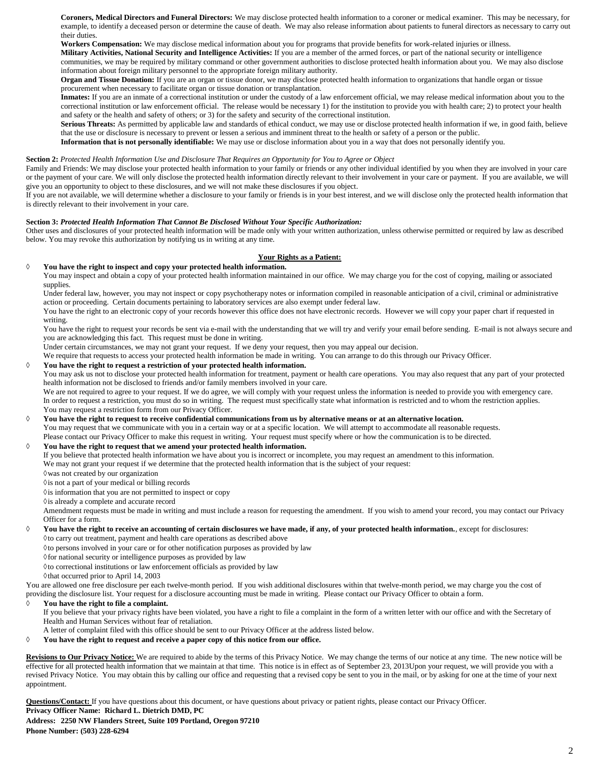**Coroners, Medical Directors and Funeral Directors:** We may disclose protected health information to a coroner or medical examiner. This may be necessary, for example, to identify a deceased person or determine the cause of death. We may also release information about patients to funeral directors as necessary to carry out their duties.

**Workers Compensation:** We may disclose medical information about you for programs that provide benefits for work-related injuries or illness.

**Military Activities, National Security and Intelligence Activities:** If you are a member of the armed forces, or part of the national security or intelligence communities, we may be required by military command or other government authorities to disclose protected health information about you. We may also disclose information about foreign military personnel to the appropriate foreign military authority.

**Organ and Tissue Donation:** If you are an organ or tissue donor, we may disclose protected health information to organizations that handle organ or tissue procurement when necessary to facilitate organ or tissue donation or transplantation.

**Inmates:** If you are an inmate of a correctional institution or under the custody of a law enforcement official, we may release medical information about you to the correctional institution or law enforcement official. The release would be necessary 1) for the institution to provide you with health care; 2) to protect your health and safety or the health and safety of others; or 3) for the safety and security of the correctional institution.

**Serious Threats:** As permitted by applicable law and standards of ethical conduct, we may use or disclose protected health information if we, in good faith, believe that the use or disclosure is necessary to prevent or lessen a serious and imminent threat to the health or safety of a person or the public.

**Information that is not personally identifiable:** We may use or disclose information about you in a way that does not personally identify you.

**Section 2:** *Protected Health Information Use and Disclosure That Requires an Opportunity for You to Agree or Object*

Family and Friends: We may disclose your protected health information to your family or friends or any other individual identified by you when they are involved in your care or the payment of your care. We will only disclose the protected health information directly relevant to their involvement in your care or payment. If you are available, we will give you an opportunity to object to these disclosures, and we will not make these disclosures if you object.

If you are not available, we will determine whether a disclosure to your family or friends is in your best interest, and we will disclose only the protected health information that is directly relevant to their involvement in your care.

**Section 3:** ***Protected Health Information That Cannot Be Disclosed Without Your Specific Authorization:***

Other uses and disclosures of your protected health information will be made only with your written authorization, unless otherwise permitted or required by law as described below. You may revoke this authorization by notifying us in writing at any time.

**<u>Your Rights as a Patient:</u>**

◊ **You have the right to inspect and copy your protected health information.**

You may inspect and obtain a copy of your protected health information maintained in our office. We may charge you for the cost of copying, mailing or associated supplies.

Under federal law, however, you may not inspect or copy psychotherapy notes or information compiled in reasonable anticipation of a civil, criminal or administrative action or proceeding. Certain documents pertaining to laboratory services are also exempt under federal law.

You have the right to an electronic copy of your records however this office does not have electronic records. However we will copy your paper chart if requested in writing.

You have the right to request your records be sent via e-mail with the understanding that we will try and verify your email before sending. E-mail is not always secure and you are acknowledging this fact. This request must be done in writing.

Under certain circumstances, we may not grant your request. If we deny your request, then you may appeal our decision.

We require that requests to access your protected health information be made in writing. You can arrange to do this through our Privacy Officer.

◊ **You have the right to request a restriction of your protected health information.**

You may ask us not to disclose your protected health information for treatment, payment or health care operations. You may also request that any part of your protected health information not be disclosed to friends and/or family members involved in your care.

We are not required to agree to your request. If we do agree, we will comply with your request unless the information is needed to provide you with emergency care.

In order to request a restriction, you must do so in writing. The request must specifically state what information is restricted and to whom the restriction applies.

You may request a restriction form from our Privacy Officer.

◊ **You have the right to request to receive confidential communications from us by alternative means or at an alternative location.**

You may request that we communicate with you in a certain way or at a specific location. We will attempt to accommodate all reasonable requests.

Please contact our Privacy Officer to make this request in writing. Your request must specify where or how the communication is to be directed.

◊ **You have the right to request that we amend your protected health information.**

If you believe that protected health information we have about you is incorrect or incomplete, you may request an amendment to this information.

We may not grant your request if we determine that the protected health information that is the subject of your request:

◊was not created by our organization

◊is not a part of your medical or billing records

◊is information that you are not permitted to inspect or copy

◊is already a complete and accurate record

Amendment requests must be made in writing and must include a reason for requesting the amendment. If you wish to amend your record, you may contact our Privacy Officer for a form.

◊ **You have the right to receive an accounting of certain disclosures we have made, if any, of your protected health information.**, except for disclosures:

◊to carry out treatment, payment and health care operations as described above

◊to persons involved in your care or for other notification purposes as provided by law

◊for national security or intelligence purposes as provided by law

◊to correctional institutions or law enforcement officials as provided by law

◊that occurred prior to April 14, 2003

You are allowed one free disclosure per each twelve-month period. If you wish additional disclosures within that twelve-month period, we may charge you the cost of providing the disclosure list. Your request for a disclosure accounting must be made in writing. Please contact our Privacy Officer to obtain a form.

◊ **You have the right to file a complaint.**

If you believe that your privacy rights have been violated, you have a right to file a complaint in the form of a written letter with our office and with the Secretary of Health and Human Services without fear of retaliation.

A letter of complaint filed with this office should be sent to our Privacy Officer at the address listed below.

◊ **You have the right to request and receive a paper copy of this notice from our office.**

**<u>Revisions to Our Privacy Notice:</u>** We are required to abide by the terms of this Privacy Notice. We may change the terms of our notice at any time. The new notice will be effective for all protected health information that we maintain at that time. This notice is in effect as of September 23, 2013Upon your request, we will provide you with a revised Privacy Notice. You may obtain this by calling our office and requesting that a revised copy be sent to you in the mail, or by asking for one at the time of your next appointment.

**<u>Questions/Contact:</u>** If you have questions about this document, or have questions about privacy or patient rights, please contact our Privacy Officer.

**Privacy Officer Name: Richard L. Dietrich DMD, PC**

**Address: 2250 NW Flanders Street, Suite 109 Portland, Oregon 97210**

**Phone Number: (503) 228-6294**